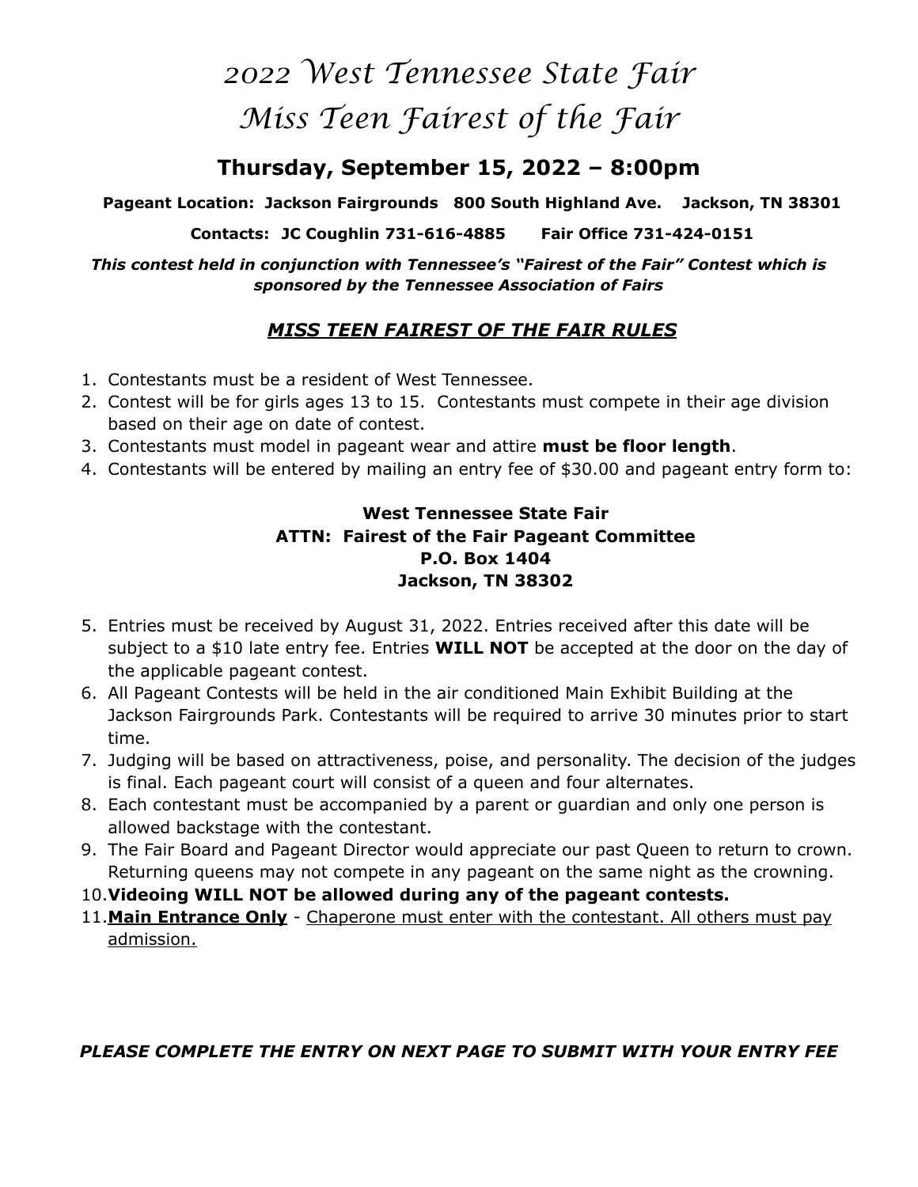# *2022 West Tennessee State Fair*
# *Miss Teen Fairest of the Fair*

## Thursday, September 15, 2022 – 8:00pm

**Pageant Location: Jackson Fairgrounds 800 South Highland Ave. Jackson, TN 38301**

**Contacts: JC Coughlin 731-616-4885 Fair Office 731-424-0151**

***This contest held in conjunction with Tennessee's "Fairest of the Fair" Contest which is sponsored by the Tennessee Association of Fairs***

### ***MISS TEEN FAIREST OF THE FAIR RULES***

1. Contestants must be a resident of West Tennessee.
2. Contest will be for girls ages 13 to 15. Contestants must compete in their age division based on their age on date of contest.
3. Contestants must model in pageant wear and attire **must be floor length**.
4. Contestants will be entered by mailing an entry fee of $30.00 and pageant entry form to:

**West Tennessee State Fair**
**ATTN: Fairest of the Fair Pageant Committee**
**P.O. Box 1404**
**Jackson, TN 38302**

5. Entries must be received by August 31, 2022. Entries received after this date will be subject to a $10 late entry fee. Entries **WILL NOT** be accepted at the door on the day of the applicable pageant contest.
6. All Pageant Contests will be held in the air conditioned Main Exhibit Building at the Jackson Fairgrounds Park. Contestants will be required to arrive 30 minutes prior to start time.
7. Judging will be based on attractiveness, poise, and personality. The decision of the judges is final. Each pageant court will consist of a queen and four alternates.
8. Each contestant must be accompanied by a parent or guardian and only one person is allowed backstage with the contestant.
9. The Fair Board and Pageant Director would appreciate our past Queen to return to crown. Returning queens may not compete in any pageant on the same night as the crowning.
10. **Videoing WILL NOT be allowed during any of the pageant contests.**
11. **Main Entrance Only** - Chaperone must enter with the contestant. All others must pay admission.

***PLEASE COMPLETE THE ENTRY ON NEXT PAGE TO SUBMIT WITH YOUR ENTRY FEE***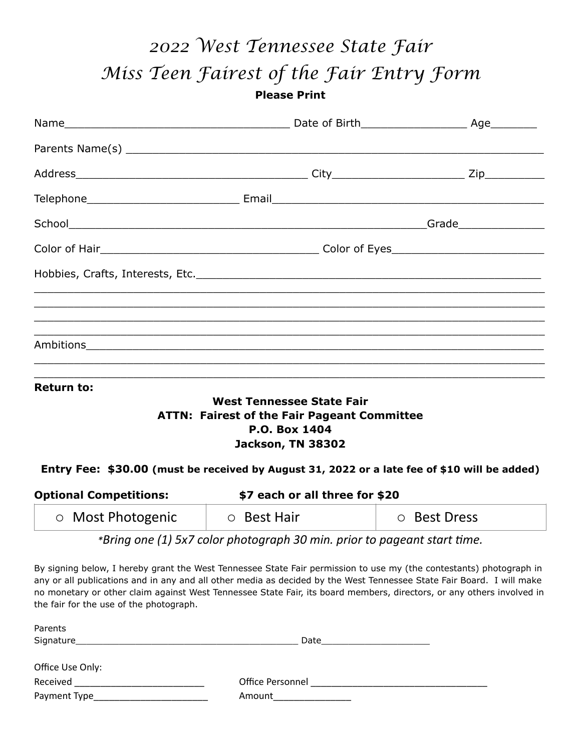# 2022 West Tennessee State Fair
# Miss Teen Fairest of the Fair Entry Form

**Please Print**

Name__________________________________ Date of Birth________________ Age_______

Parents Name(s) ________________________________________________________________

Address___________________________________ City___________________ Zip_________

Telephone_______________________ Email__________________________________________

School_____________________________________________________Grade_____________

Color of Hair_________________________________ Color of Eyes______________________

Hobbies, Crafts, Interests, Etc.____________________________________________________

________________________________________________________________________________

________________________________________________________________________________

________________________________________________________________________________

________________________________________________________________________________

Ambitions_______________________________________________________________________

________________________________________________________________________________

________________________________________________________________________________

**Return to:**

**West Tennessee State Fair**
**ATTN: Fairest of the Fair Pageant Committee**
**P.O. Box 1404**
**Jackson, TN 38302**

**Entry Fee: $30.00 (must be received by August 31, 2022 or a late fee of $10 will be added)**

**Optional Competitions:** **$7 each or all three for $20**

| | | |
|---|---|---|
| ○ Most Photogenic | ○ Best Hair | ○ Best Dress |

**Bring one (1) 5x7 color photograph 30 min. prior to pageant start time.*

By signing below, I hereby grant the West Tennessee State Fair permission to use my (the contestants) photograph in any or all publications and in any and all other media as decided by the West Tennessee State Fair Board. I will make no monetary or other claim against West Tennessee State Fair, its board members, directors, or any others involved in the fair for the use of the photograph.

Parents
Signature__________________________________________ Date____________________

Office Use Only:

Received ________________________ Office Personnel ________________________________

Payment Type_____________________ Amount______________